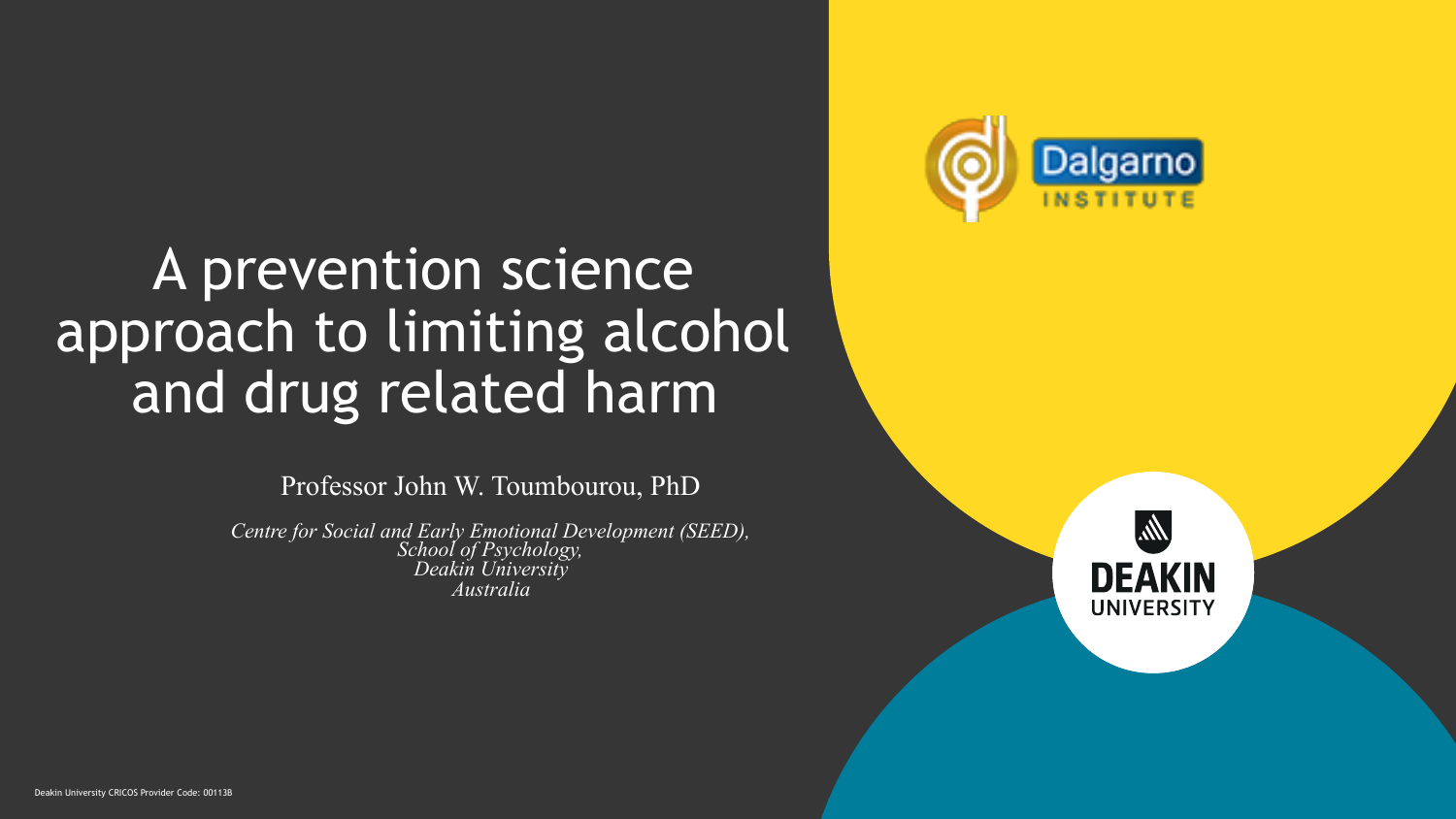# A prevention science approach to limiting alcohol and drug related harm

Professor John W. Toumbourou, PhD

*Centre for Social and Early Emotional Development (SEED),*
*School of Psychology,*
*Deakin University*
*Australia*

Dalgarno INSTITUTE

DEAKIN UNIVERSITY

Deakin University CRICOS Provider Code: 00113B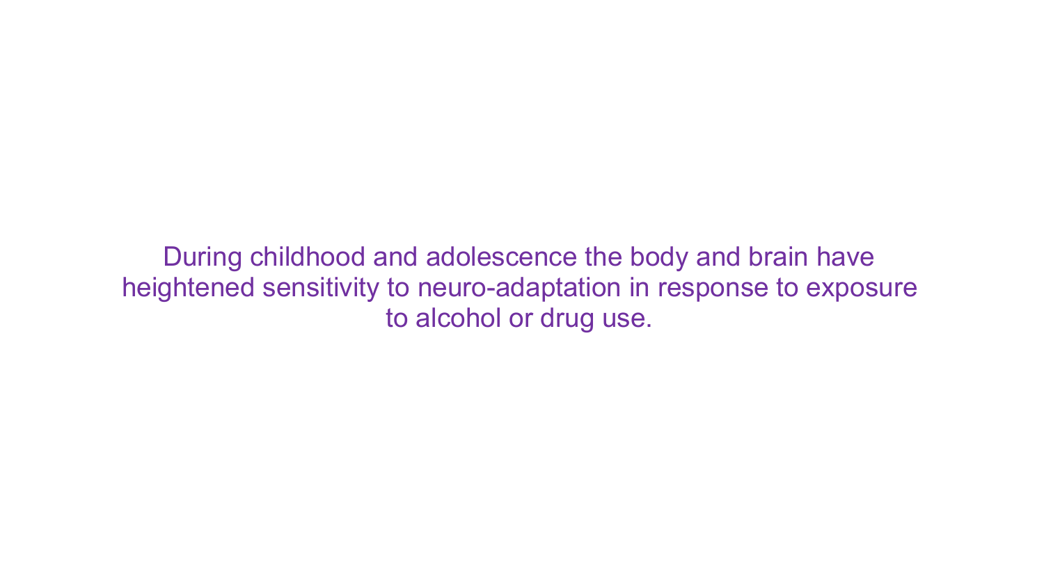During childhood and adolescence the body and brain have heightened sensitivity to neuro-adaptation in response to exposure to alcohol or drug use.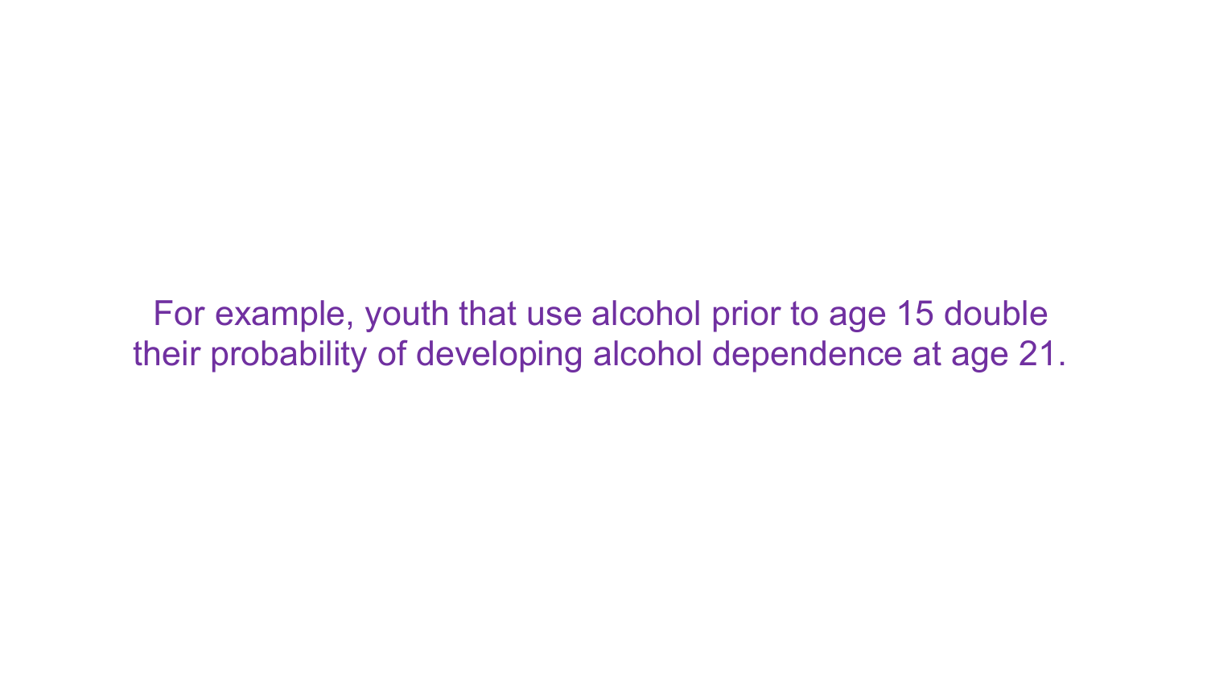For example, youth that use alcohol prior to age 15 double their probability of developing alcohol dependence at age 21.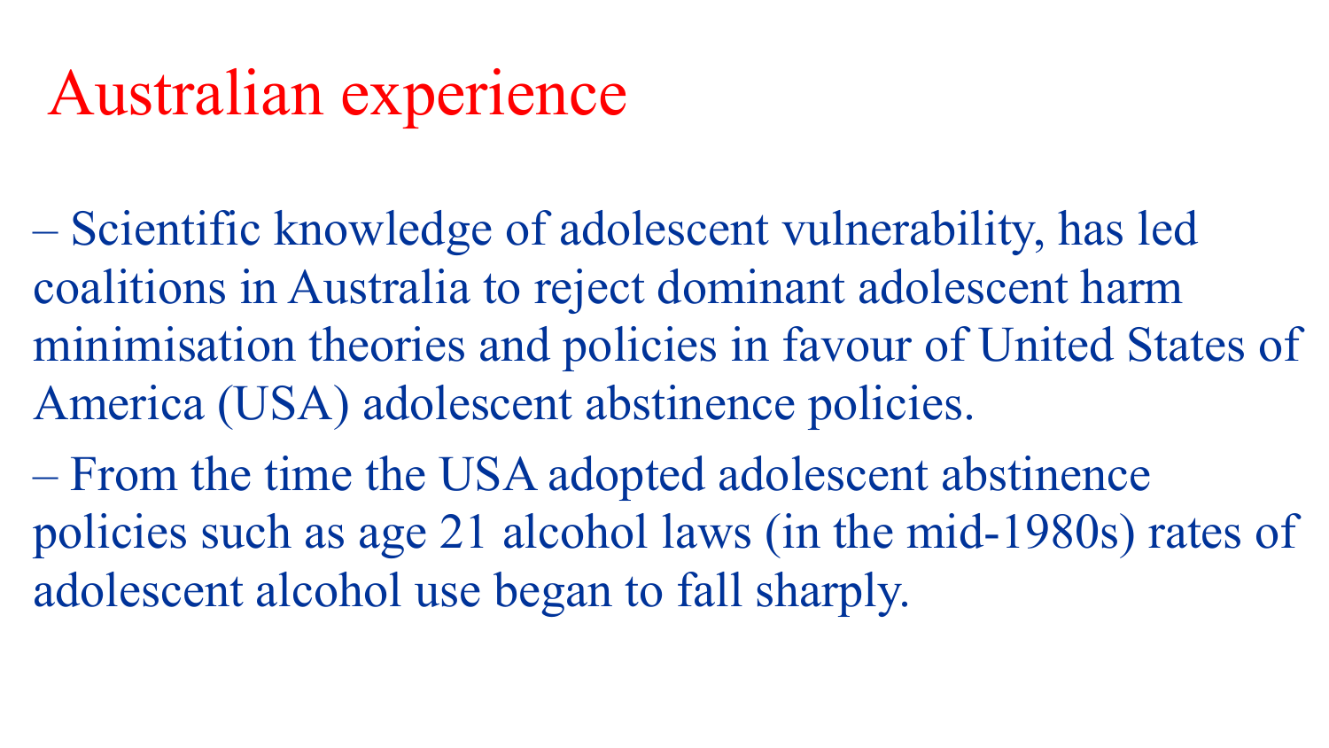# Australian experience

– Scientific knowledge of adolescent vulnerability, has led coalitions in Australia to reject dominant adolescent harm minimisation theories and policies in favour of United States of America (USA) adolescent abstinence policies.

– From the time the USA adopted adolescent abstinence policies such as age 21 alcohol laws (in the mid-1980s) rates of adolescent alcohol use began to fall sharply.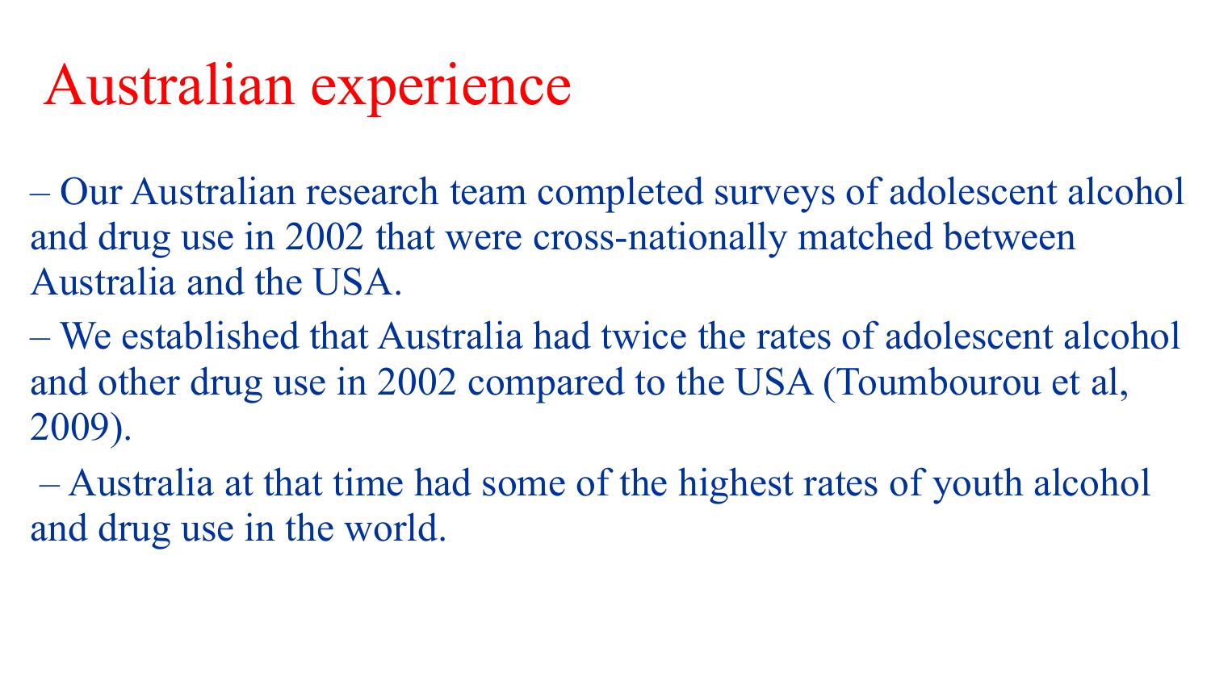# Australian experience

– Our Australian research team completed surveys of adolescent alcohol and drug use in 2002 that were cross-nationally matched between Australia and the USA.

– We established that Australia had twice the rates of adolescent alcohol and other drug use in 2002 compared to the USA (Toumbourou et al, 2009).

– Australia at that time had some of the highest rates of youth alcohol and drug use in the world.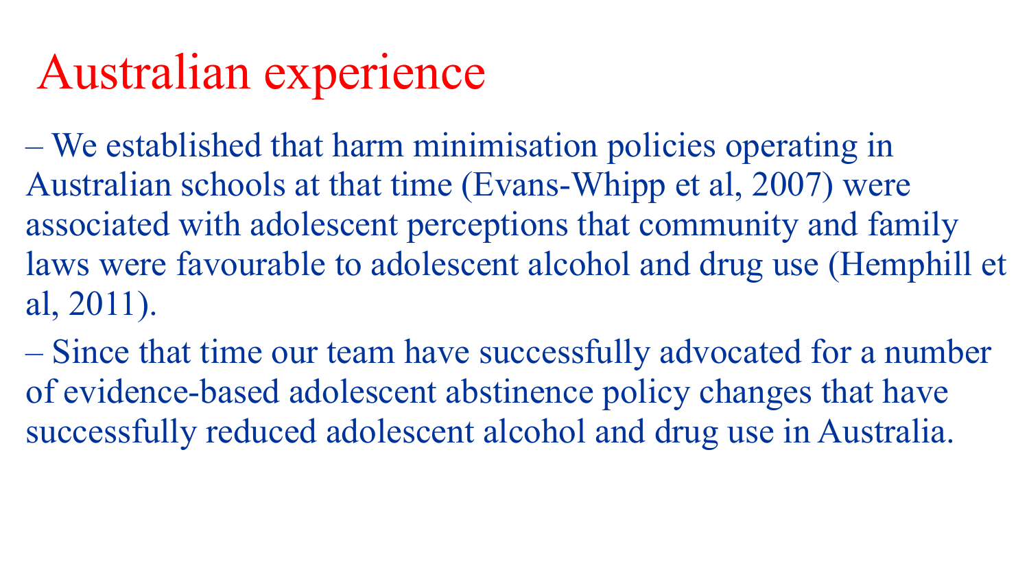# Australian experience

– We established that harm minimisation policies operating in Australian schools at that time (Evans-Whipp et al, 2007) were associated with adolescent perceptions that community and family laws were favourable to adolescent alcohol and drug use (Hemphill et al, 2011).

– Since that time our team have successfully advocated for a number of evidence-based adolescent abstinence policy changes that have successfully reduced adolescent alcohol and drug use in Australia.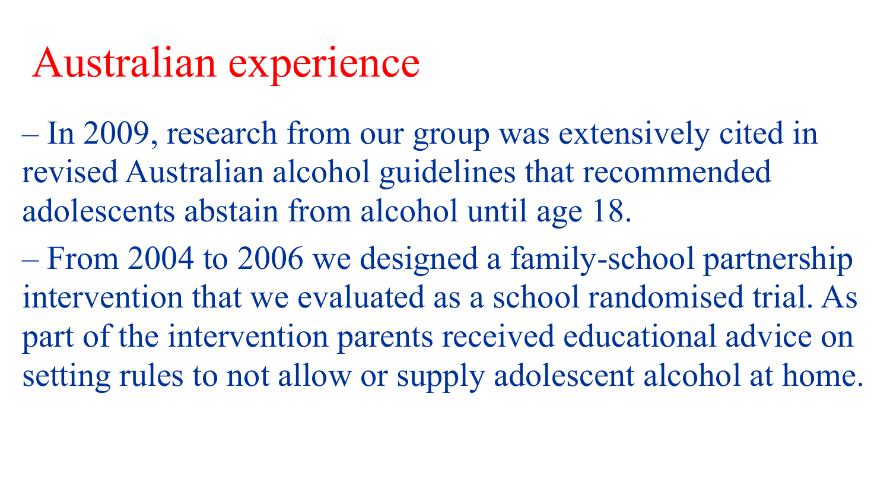# Australian experience

– In 2009, research from our group was extensively cited in revised Australian alcohol guidelines that recommended adolescents abstain from alcohol until age 18.

– From 2004 to 2006 we designed a family-school partnership intervention that we evaluated as a school randomised trial. As part of the intervention parents received educational advice on setting rules to not allow or supply adolescent alcohol at home.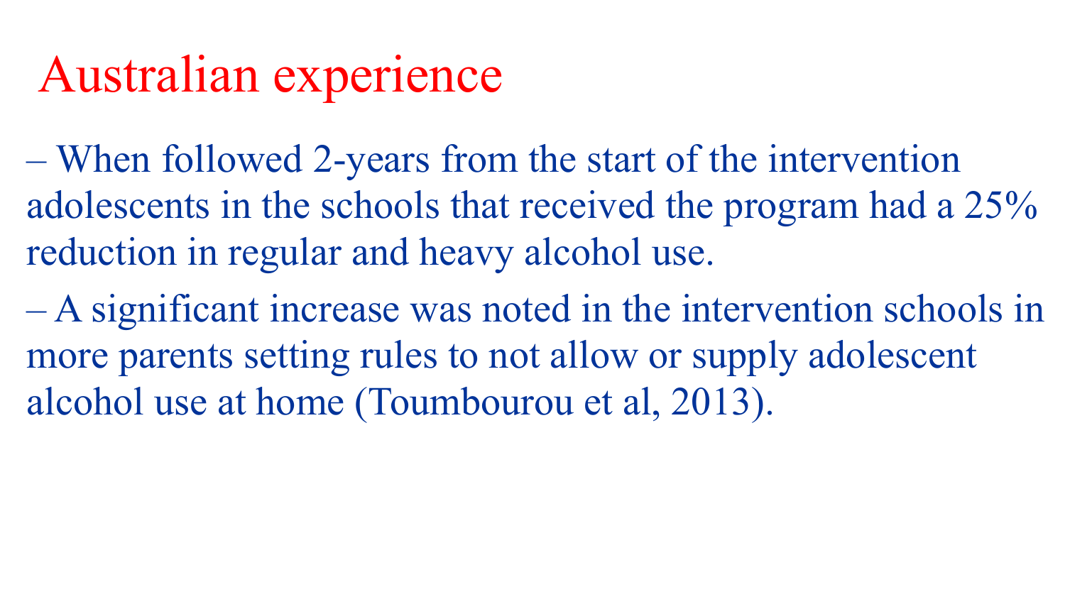# Australian experience

– When followed 2-years from the start of the intervention adolescents in the schools that received the program had a 25% reduction in regular and heavy alcohol use.

– A significant increase was noted in the intervention schools in more parents setting rules to not allow or supply adolescent alcohol use at home (Toumbourou et al, 2013).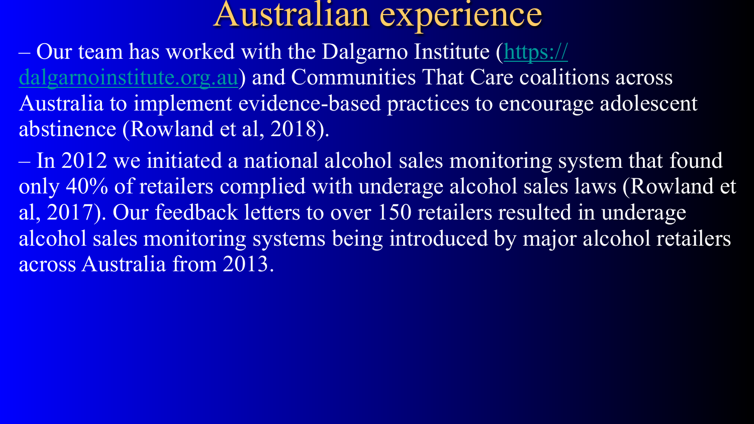# Australian experience

– Our team has worked with the Dalgarno Institute (https://dalgarnoinstitute.org.au) and Communities That Care coalitions across Australia to implement evidence-based practices to encourage adolescent abstinence (Rowland et al, 2018).

– In 2012 we initiated a national alcohol sales monitoring system that found only 40% of retailers complied with underage alcohol sales laws (Rowland et al, 2017). Our feedback letters to over 150 retailers resulted in underage alcohol sales monitoring systems being introduced by major alcohol retailers across Australia from 2013.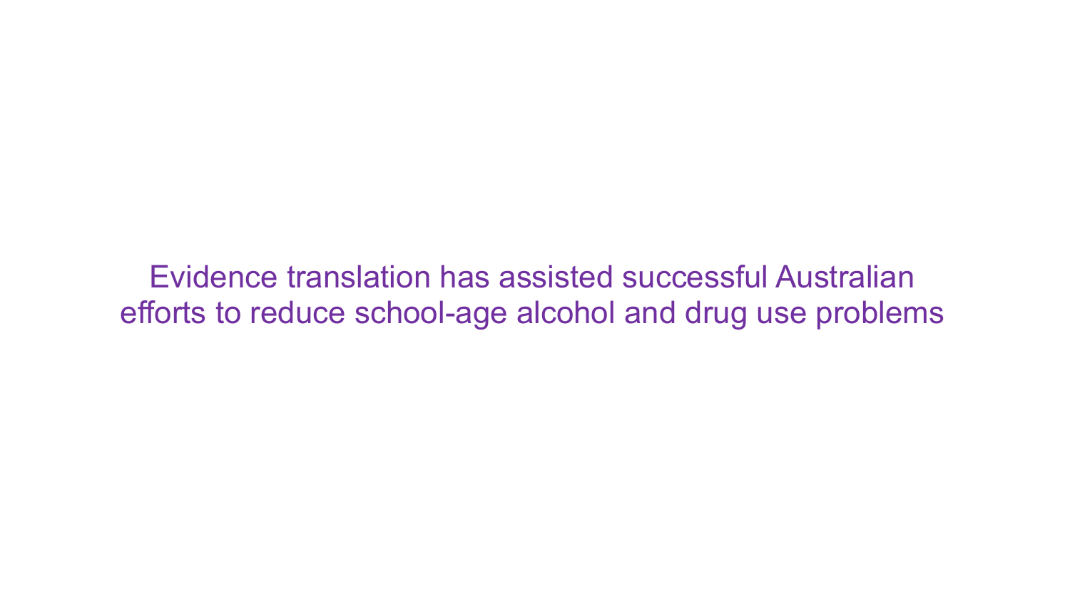Evidence translation has assisted successful Australian efforts to reduce school-age alcohol and drug use problems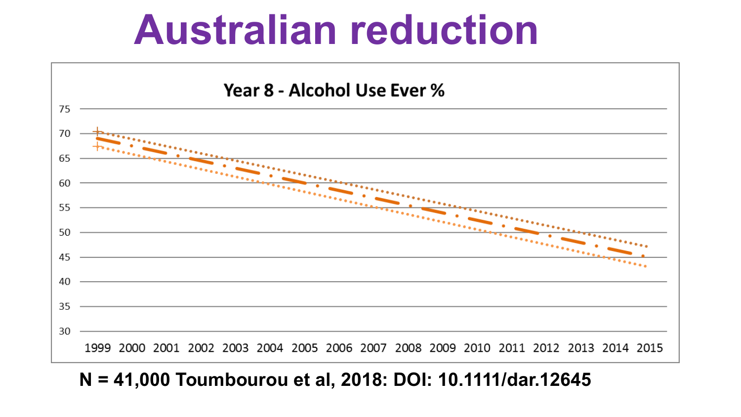# Australian reduction

**Year 8 - Alcohol Use Ever %**

**N = 41,000 Toumbourou et al, 2018: DOI: 10.1111/dar.12645**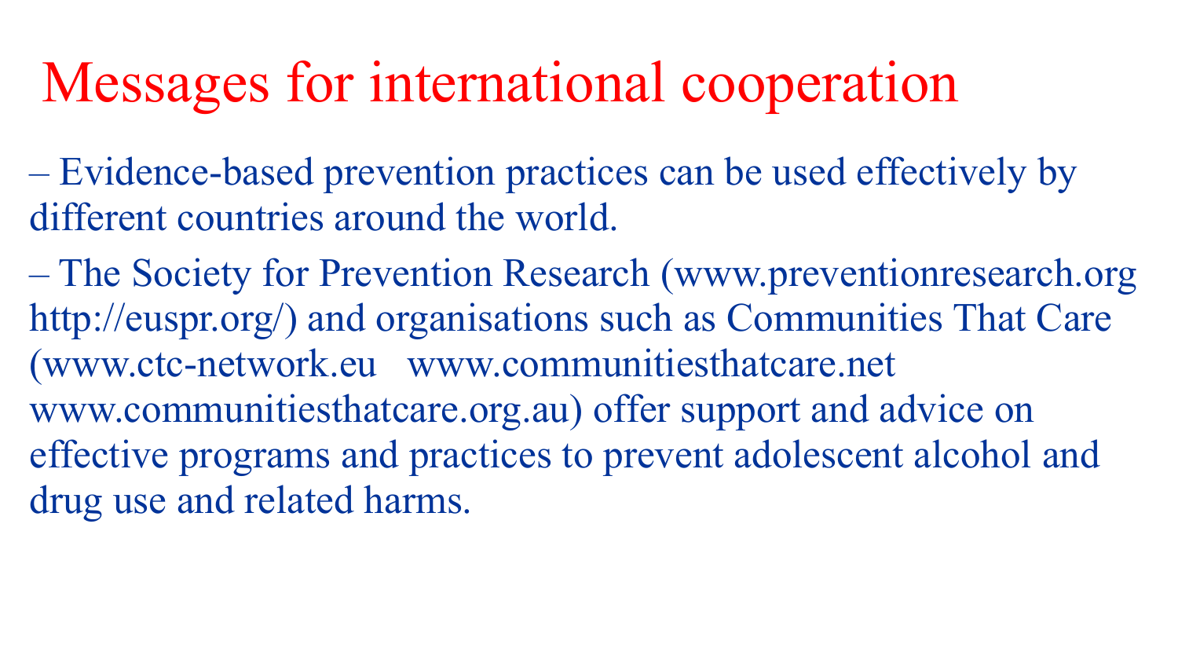# Messages for international cooperation

– Evidence-based prevention practices can be used effectively by different countries around the world.

– The Society for Prevention Research (www.preventionresearch.org http://euspr.org/) and organisations such as Communities That Care (www.ctc-network.eu www.communitiesthatcare.net www.communitiesthatcare.org.au) offer support and advice on effective programs and practices to prevent adolescent alcohol and drug use and related harms.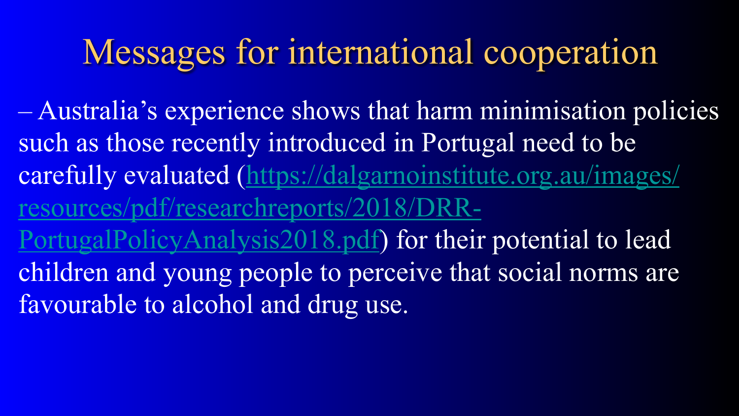# Messages for international cooperation

– Australia's experience shows that harm minimisation policies such as those recently introduced in Portugal need to be carefully evaluated ([https://dalgarnoinstitute.org.au/images/resources/pdf/researchreports/2018/DRR-PortugalPolicyAnalysis2018.pdf](https://dalgarnoinstitute.org.au/images/resources/pdf/researchreports/2018/DRR-PortugalPolicyAnalysis2018.pdf)) for their potential to lead children and young people to perceive that social norms are favourable to alcohol and drug use.